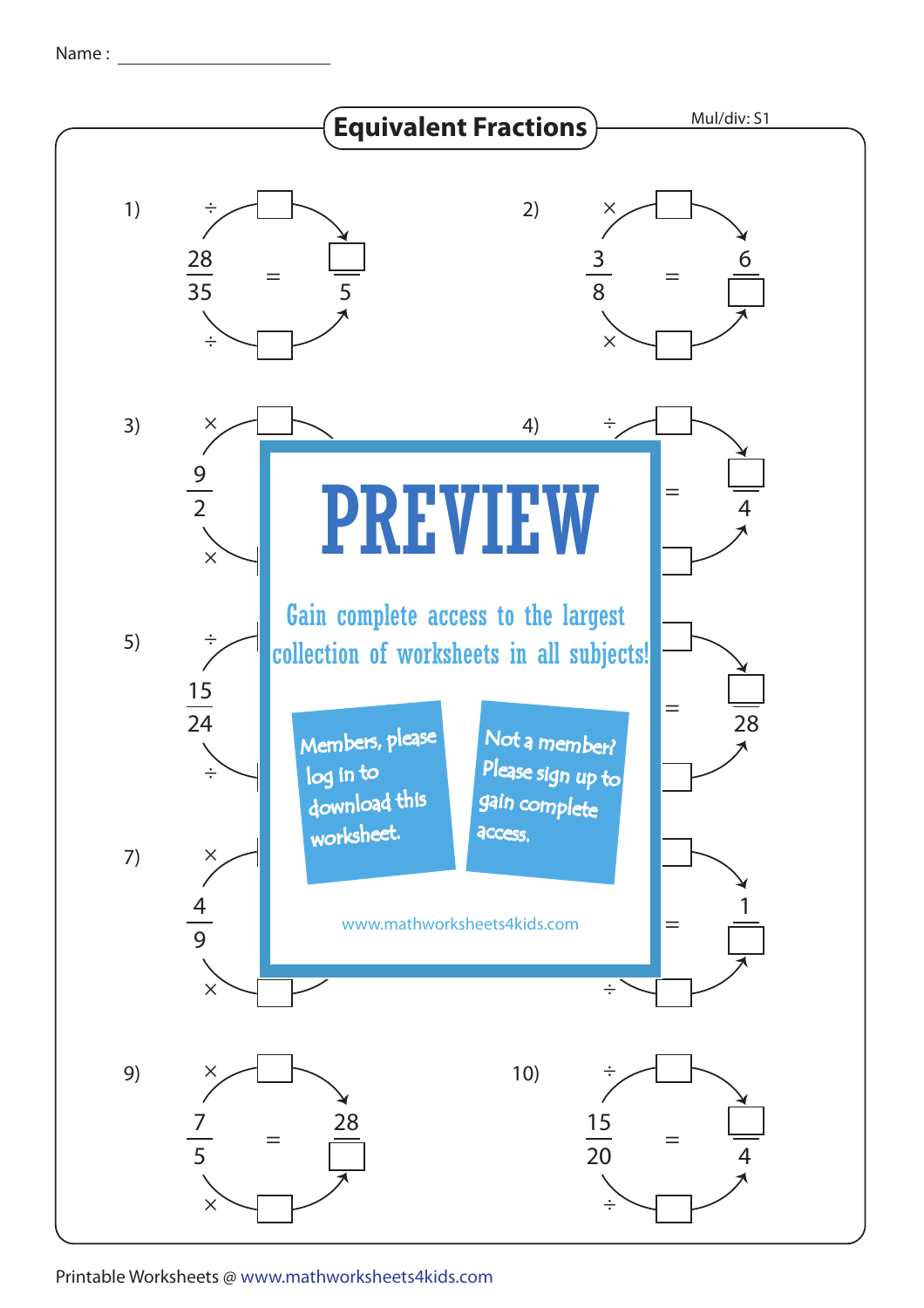Name : ____________________

# Equivalent Fractions

Mul/div: S1

1) ÷ ☐ ÷ ☐

$\frac{28}{35} = \frac{☐}{5}$

2) × ☐ × ☐

$\frac{3}{8} = \frac{6}{☐}$

3) × ☐ × ☐

$\frac{9}{2}$

4) ÷ ☐

$= \frac{☐}{4}$

5) ÷ ÷

$\frac{15}{24}$

6)

$= \frac{☐}{28}$

7) × ×

$\frac{4}{9}$

8) ÷

$= \frac{1}{☐}$

9) × ☐ × ☐

$\frac{7}{5} = \frac{28}{☐}$

10) ÷ ☐ ÷ ☐

$\frac{15}{20} = \frac{☐}{4}$

**PREVIEW**

Gain complete access to the largest collection of worksheets in all subjects!

Members, please log in to download this worksheet.

Not a member? Please sign up to gain complete access.

www.mathworksheets4kids.com

Printable Worksheets @ www.mathworksheets4kids.com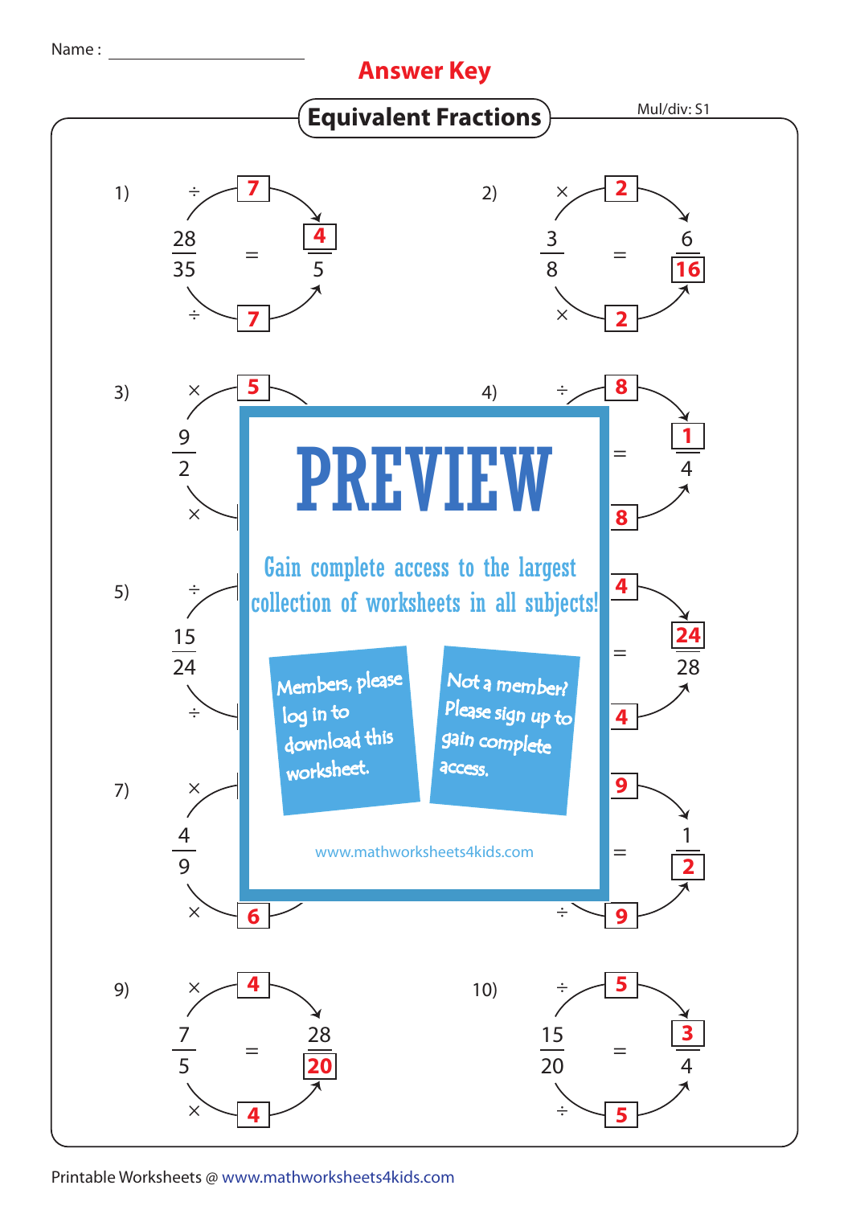Name : ____________________

**Answer Key**

# Equivalent Fractions

Mul/div: S1

1) $\div$ **7**

$$\frac{28}{35} = \frac{\mathbf{4}}{5}$$

$\div$ **7**

2) $\times$ **2**

$$\frac{3}{8} = \frac{6}{\mathbf{16}}$$

$\times$ **2**

3) $\times$ **5**

$$\frac{9}{2}$$

$\times$

4) $\div$ **8**

$$= \frac{\mathbf{1}}{4}$$

**8**

5) $\div$

$$\frac{15}{24}$$

$\div$

6) **4**

$$= \frac{\mathbf{24}}{28}$$

**4**

7) $\times$

$$\frac{4}{9}$$

$\times$ **6**

8) **9**

$$= \frac{1}{\mathbf{2}}$$

$\div$ **9**

PREVIEW

Gain complete access to the largest collection of worksheets in all subjects!

Members, please log in to download this worksheet.

Not a member? Please sign up to gain complete access.

www.mathworksheets4kids.com

9) $\times$ **4**

$$\frac{7}{5} = \frac{28}{\mathbf{20}}$$

$\times$ **4**

10) $\div$ **5**

$$\frac{15}{20} = \frac{\mathbf{3}}{4}$$

$\div$ **5**

Printable Worksheets @ www.mathworksheets4kids.com